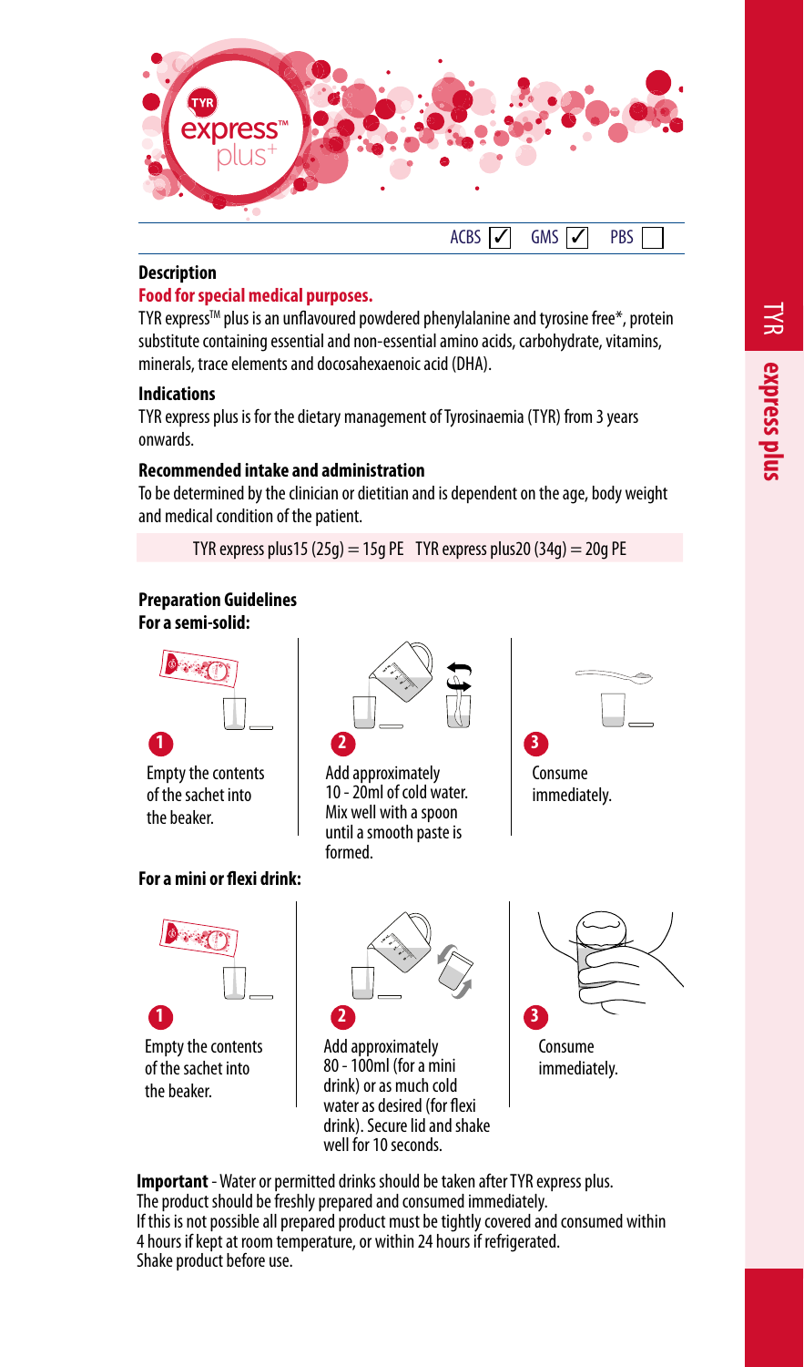TYR express™ plus

ACBS ✓ GMS ✓ PBS ☐

### Description

**Food for special medical purposes.**

TYR express™ plus is an unflavoured powdered phenylalanine and tyrosine free*, protein substitute containing essential and non-essential amino acids, carbohydrate, vitamins, minerals, trace elements and docosahexaenoic acid (DHA).

### Indications

TYR express plus is for the dietary management of Tyrosinaemia (TYR) from 3 years onwards.

### Recommended intake and administration

To be determined by the clinician or dietitian and is dependent on the age, body weight and medical condition of the patient.

TYR express plus15 (25g) = 15g PE   TYR express plus20 (34g) = 20g PE

### Preparation Guidelines

**For a semi-solid:**

1. Empty the contents of the sachet into the beaker.
2. Add approximately 10 - 20ml of cold water. Mix well with a spoon until a smooth paste is formed.
3. Consume immediately.

**For a mini or flexi drink:**

1. Empty the contents of the sachet into the beaker.
2. Add approximately 80 - 100ml (for a mini drink) or as much cold water as desired (for flexi drink). Secure lid and shake well for 10 seconds.
3. Consume immediately.

**Important** - Water or permitted drinks should be taken after TYR express plus.
The product should be freshly prepared and consumed immediately.
If this is not possible all prepared product must be tightly covered and consumed within 4 hours if kept at room temperature, or within 24 hours if refrigerated.
Shake product before use.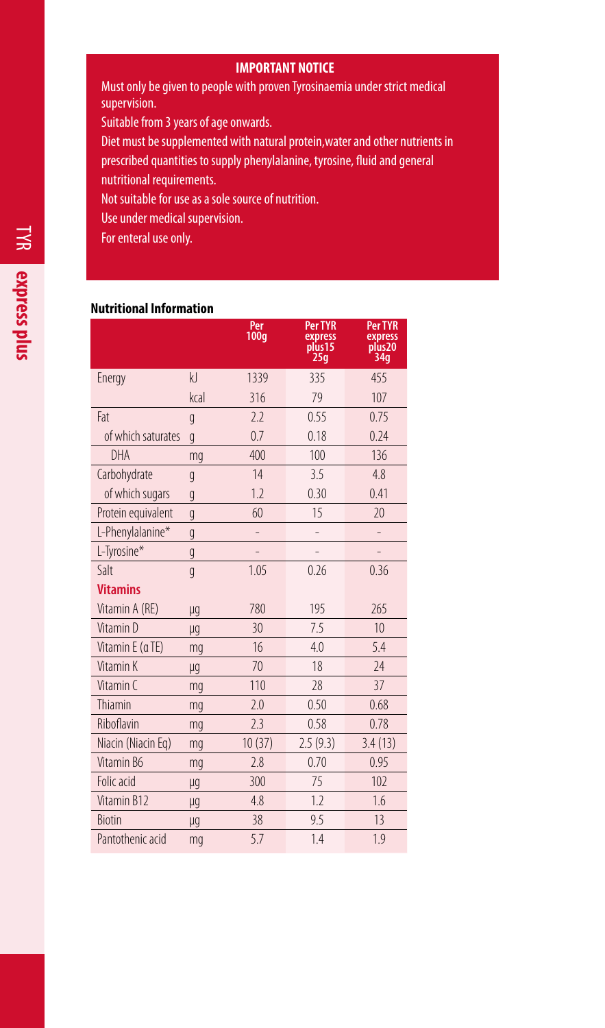**IMPORTANT NOTICE**

Must only be given to people with proven Tyrosinaemia under strict medical supervision.

Suitable from 3 years of age onwards.

Diet must be supplemented with natural protein,water and other nutrients in prescribed quantities to supply phenylalanine, tyrosine, fluid and general nutritional requirements.

Not suitable for use as a sole source of nutrition.

Use under medical supervision.

For enteral use only.

### Nutritional Information

| | | Per 100g | Per TYR express plus15 25g | Per TYR express plus20 34g |
|---|---|---|---|---|
| Energy | kJ | 1339 | 335 | 455 |
| | kcal | 316 | 79 | 107 |
| Fat | g | 2.2 | 0.55 | 0.75 |
| of which saturates | g | 0.7 | 0.18 | 0.24 |
| DHA | mg | 400 | 100 | 136 |
| Carbohydrate | g | 14 | 3.5 | 4.8 |
| of which sugars | g | 1.2 | 0.30 | 0.41 |
| Protein equivalent | g | 60 | 15 | 20 |
| L-Phenylalanine* | g | – | – | – |
| L-Tyrosine* | g | – | – | – |
| Salt | g | 1.05 | 0.26 | 0.36 |
| **Vitamins** | | | | |
| Vitamin A (RE) | µg | 780 | 195 | 265 |
| Vitamin D | µg | 30 | 7.5 | 10 |
| Vitamin E (α TE) | mg | 16 | 4.0 | 5.4 |
| Vitamin K | µg | 70 | 18 | 24 |
| Vitamin C | mg | 110 | 28 | 37 |
| Thiamin | mg | 2.0 | 0.50 | 0.68 |
| Riboflavin | mg | 2.3 | 0.58 | 0.78 |
| Niacin (Niacin Eq) | mg | 10 (37) | 2.5 (9.3) | 3.4 (13) |
| Vitamin B6 | mg | 2.8 | 0.70 | 0.95 |
| Folic acid | µg | 300 | 75 | 102 |
| Vitamin B12 | µg | 4.8 | 1.2 | 1.6 |
| Biotin | µg | 38 | 9.5 | 13 |
| Pantothenic acid | mg | 5.7 | 1.4 | 1.9 |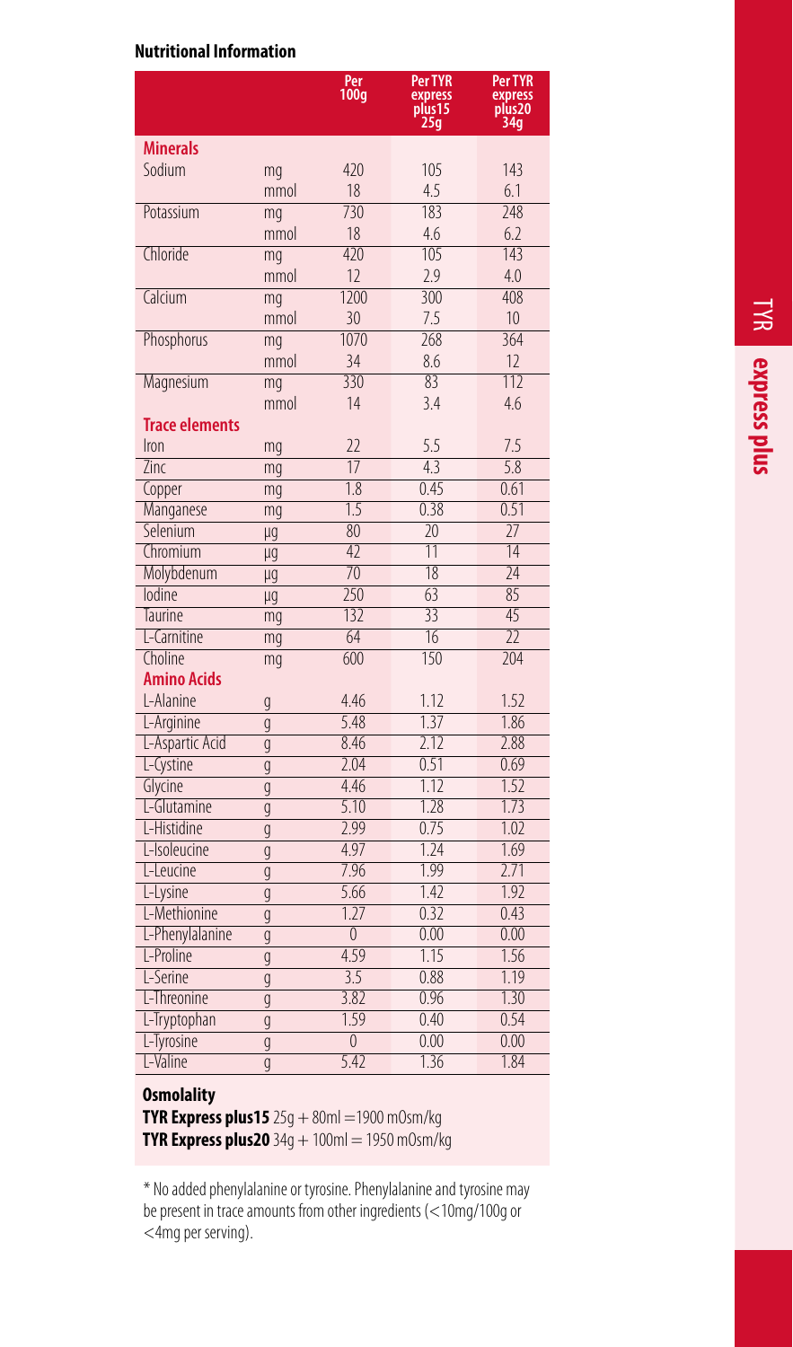## Nutritional Information

| | | Per 100g | Per TYR express plus15 25g | Per TYR express plus20 34g |
|---|---|---|---|---|
| **Minerals** | | | | |
| Sodium | mg | 420 | 105 | 143 |
| | mmol | 18 | 4.5 | 6.1 |
| Potassium | mg | 730 | 183 | 248 |
| | mmol | 18 | 4.6 | 6.2 |
| Chloride | mg | 420 | 105 | 143 |
| | mmol | 12 | 2.9 | 4.0 |
| Calcium | mg | 1200 | 300 | 408 |
| | mmol | 30 | 7.5 | 10 |
| Phosphorus | mg | 1070 | 268 | 364 |
| | mmol | 34 | 8.6 | 12 |
| Magnesium | mg | 330 | 83 | 112 |
| | mmol | 14 | 3.4 | 4.6 |
| **Trace elements** | | | | |
| Iron | mg | 22 | 5.5 | 7.5 |
| Zinc | mg | 17 | 4.3 | 5.8 |
| Copper | mg | 1.8 | 0.45 | 0.61 |
| Manganese | mg | 1.5 | 0.38 | 0.51 |
| Selenium | µg | 80 | 20 | 27 |
| Chromium | µg | 42 | 11 | 14 |
| Molybdenum | µg | 70 | 18 | 24 |
| Iodine | µg | 250 | 63 | 85 |
| Taurine | mg | 132 | 33 | 45 |
| L-Carnitine | mg | 64 | 16 | 22 |
| Choline | mg | 600 | 150 | 204 |
| **Amino Acids** | | | | |
| L-Alanine | g | 4.46 | 1.12 | 1.52 |
| L-Arginine | g | 5.48 | 1.37 | 1.86 |
| L-Aspartic Acid | g | 8.46 | 2.12 | 2.88 |
| L-Cystine | g | 2.04 | 0.51 | 0.69 |
| Glycine | g | 4.46 | 1.12 | 1.52 |
| L-Glutamine | g | 5.10 | 1.28 | 1.73 |
| L-Histidine | g | 2.99 | 0.75 | 1.02 |
| L-Isoleucine | g | 4.97 | 1.24 | 1.69 |
| L-Leucine | g | 7.96 | 1.99 | 2.71 |
| L-Lysine | g | 5.66 | 1.42 | 1.92 |
| L-Methionine | g | 1.27 | 0.32 | 0.43 |
| L-Phenylalanine | g | 0 | 0.00 | 0.00 |
| L-Proline | g | 4.59 | 1.15 | 1.56 |
| L-Serine | g | 3.5 | 0.88 | 1.19 |
| L-Threonine | g | 3.82 | 0.96 | 1.30 |
| L-Tryptophan | g | 1.59 | 0.40 | 0.54 |
| L-Tyrosine | g | 0 | 0.00 | 0.00 |
| L-Valine | g | 5.42 | 1.36 | 1.84 |

**Osmolality**

**TYR Express plus15** 25g + 80ml = 1900 mOsm/kg

**TYR Express plus20** 34g + 100ml = 1950 mOsm/kg

* No added phenylalanine or tyrosine. Phenylalanine and tyrosine may be present in trace amounts from other ingredients (<10mg/100g or <4mg per serving).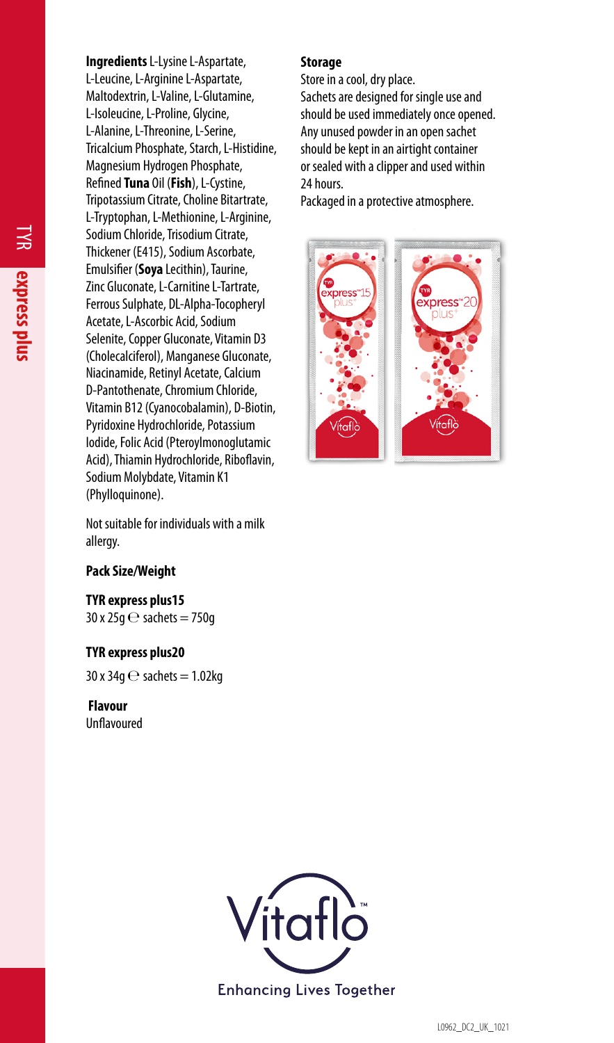**Ingredients** L-Lysine L-Aspartate, L-Leucine, L-Arginine L-Aspartate, Maltodextrin, L-Valine, L-Glutamine, L-Isoleucine, L-Proline, Glycine, L-Alanine, L-Threonine, L-Serine, Tricalcium Phosphate, Starch, L-Histidine, Magnesium Hydrogen Phosphate, Refined **Tuna** Oil (**Fish**), L-Cystine, Tripotassium Citrate, Choline Bitartrate, L-Tryptophan, L-Methionine, L-Arginine, Sodium Chloride, Trisodium Citrate, Thickener (E415), Sodium Ascorbate, Emulsifier (**Soya** Lecithin), Taurine, Zinc Gluconate, L-Carnitine L-Tartrate, Ferrous Sulphate, DL-Alpha-Tocopheryl Acetate, L-Ascorbic Acid, Sodium Selenite, Copper Gluconate, Vitamin D3 (Cholecalciferol), Manganese Gluconate, Niacinamide, Retinyl Acetate, Calcium D-Pantothenate, Chromium Chloride, Vitamin B12 (Cyanocobalamin), D-Biotin, Pyridoxine Hydrochloride, Potassium Iodide, Folic Acid (Pteroylmonoglutamic Acid), Thiamin Hydrochloride, Riboflavin, Sodium Molybdate, Vitamin K1 (Phylloquinone).

Not suitable for individuals with a milk allergy.

**Pack Size/Weight**

**TYR express plus15**
30 x 25g ℮ sachets = 750g

**TYR express plus20**
30 x 34g ℮ sachets = 1.02kg

**Flavour**
Unflavoured

**Storage**
Store in a cool, dry place.
Sachets are designed for single use and should be used immediately once opened. Any unused powder in an open sachet should be kept in an airtight container or sealed with a clipper and used within 24 hours.
Packaged in a protective atmosphere.

Vitaflo™
Enhancing Lives Together

L0962_DC2_UK_1021